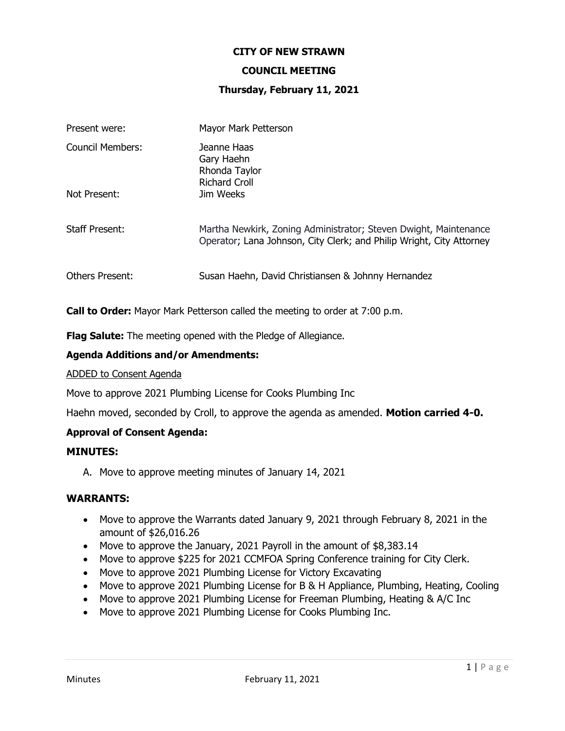# CITY OF NEW STRAWN

## COUNCIL MEETING

### Thursday, February 11, 2021

| | |
|---|---|
| Present were: | Mayor Mark Petterson |
| Council Members: | Jeanne Haas<br>Gary Haehn<br>Rhonda Taylor<br>Richard Croll |
| Not Present: | Jim Weeks |
| Staff Present: | Martha Newkirk, Zoning Administrator; Steven Dwight, Maintenance Operator; Lana Johnson, City Clerk; and Philip Wright, City Attorney |
| Others Present: | Susan Haehn, David Christiansen & Johnny Hernandez |

**Call to Order:** Mayor Mark Petterson called the meeting to order at 7:00 p.m.

**Flag Salute:** The meeting opened with the Pledge of Allegiance.

**Agenda Additions and/or Amendments:**

ADDED to Consent Agenda

Move to approve 2021 Plumbing License for Cooks Plumbing Inc

Haehn moved, seconded by Croll, to approve the agenda as amended. **Motion carried 4-0.**

**Approval of Consent Agenda:**

**MINUTES:**

A. Move to approve meeting minutes of January 14, 2021

**WARRANTS:**

- Move to approve the Warrants dated January 9, 2021 through February 8, 2021 in the amount of $26,016.26
- Move to approve the January, 2021 Payroll in the amount of $8,383.14
- Move to approve $225 for 2021 CCMFOA Spring Conference training for City Clerk.
- Move to approve 2021 Plumbing License for Victory Excavating
- Move to approve 2021 Plumbing License for B & H Appliance, Plumbing, Heating, Cooling
- Move to approve 2021 Plumbing License for Freeman Plumbing, Heating & A/C Inc
- Move to approve 2021 Plumbing License for Cooks Plumbing Inc.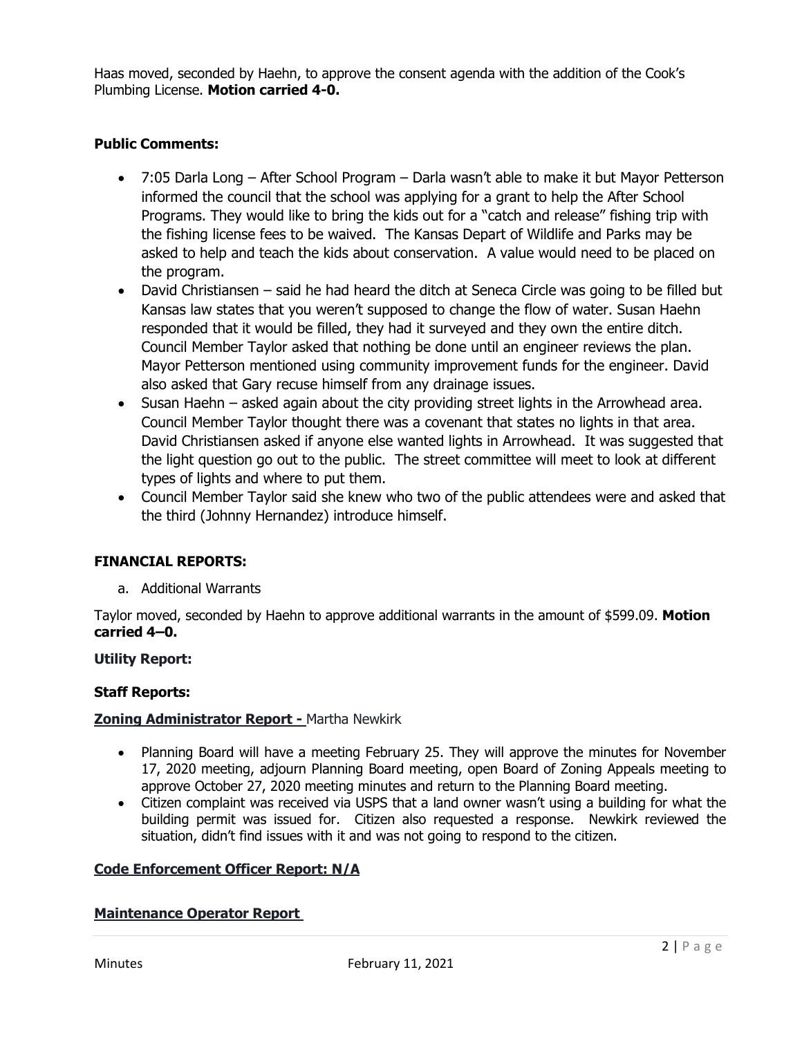Haas moved, seconded by Haehn, to approve the consent agenda with the addition of the Cook's Plumbing License. **Motion carried 4-0.**

**Public Comments:**

- 7:05 Darla Long – After School Program – Darla wasn't able to make it but Mayor Petterson informed the council that the school was applying for a grant to help the After School Programs. They would like to bring the kids out for a "catch and release" fishing trip with the fishing license fees to be waived. The Kansas Depart of Wildlife and Parks may be asked to help and teach the kids about conservation. A value would need to be placed on the program.
- David Christiansen – said he had heard the ditch at Seneca Circle was going to be filled but Kansas law states that you weren't supposed to change the flow of water. Susan Haehn responded that it would be filled, they had it surveyed and they own the entire ditch. Council Member Taylor asked that nothing be done until an engineer reviews the plan. Mayor Petterson mentioned using community improvement funds for the engineer. David also asked that Gary recuse himself from any drainage issues.
- Susan Haehn – asked again about the city providing street lights in the Arrowhead area. Council Member Taylor thought there was a covenant that states no lights in that area. David Christiansen asked if anyone else wanted lights in Arrowhead. It was suggested that the light question go out to the public. The street committee will meet to look at different types of lights and where to put them.
- Council Member Taylor said she knew who two of the public attendees were and asked that the third (Johnny Hernandez) introduce himself.

**FINANCIAL REPORTS:**

a. Additional Warrants

Taylor moved, seconded by Haehn to approve additional warrants in the amount of $599.09. **Motion carried 4–0.**

**Utility Report:**

**Staff Reports:**

**Zoning Administrator Report -** Martha Newkirk

- Planning Board will have a meeting February 25. They will approve the minutes for November 17, 2020 meeting, adjourn Planning Board meeting, open Board of Zoning Appeals meeting to approve October 27, 2020 meeting minutes and return to the Planning Board meeting.
- Citizen complaint was received via USPS that a land owner wasn't using a building for what the building permit was issued for. Citizen also requested a response. Newkirk reviewed the situation, didn't find issues with it and was not going to respond to the citizen.

**Code Enforcement Officer Report: N/A**

**Maintenance Operator Report**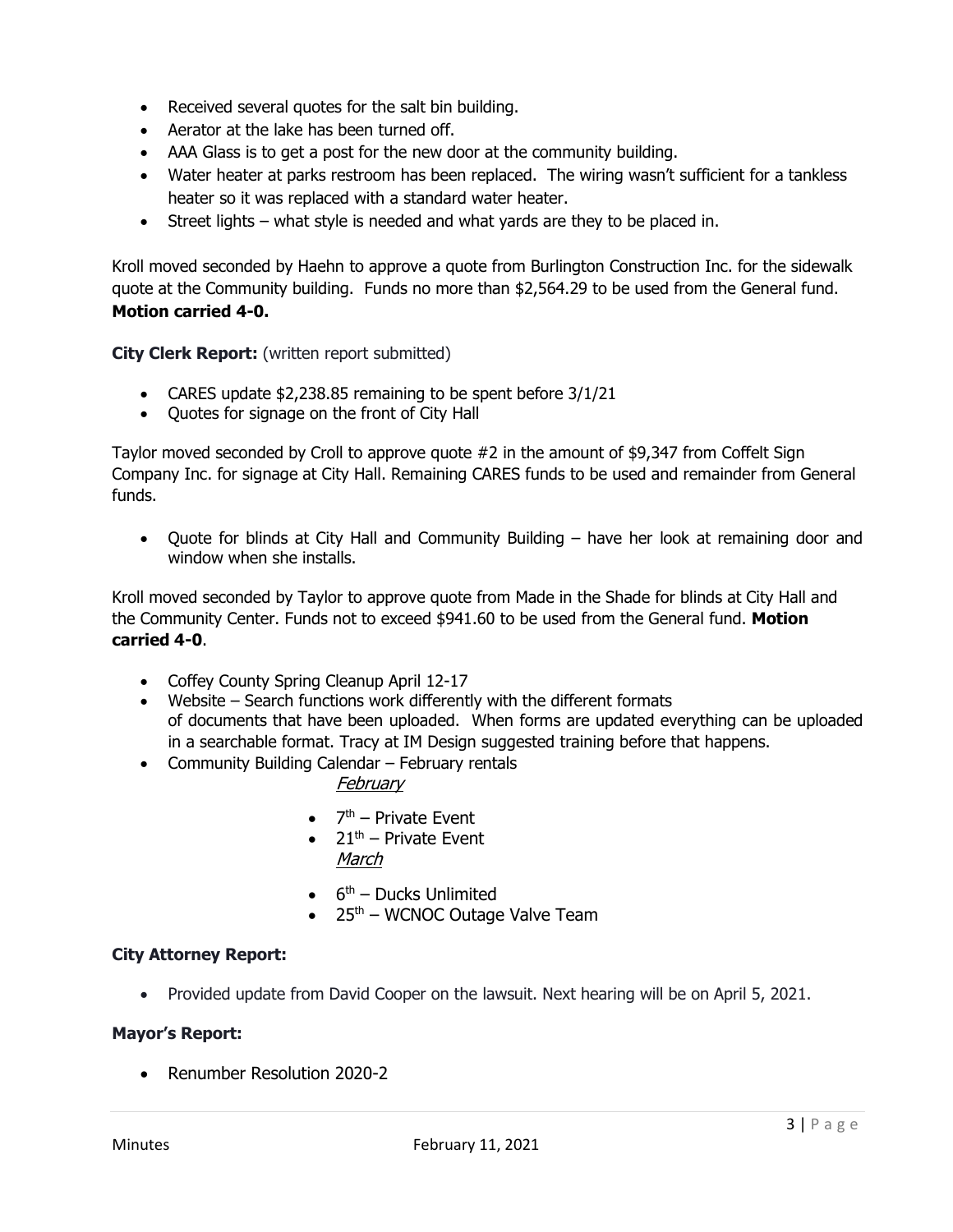- Received several quotes for the salt bin building.
- Aerator at the lake has been turned off.
- AAA Glass is to get a post for the new door at the community building.
- Water heater at parks restroom has been replaced. The wiring wasn't sufficient for a tankless heater so it was replaced with a standard water heater.
- Street lights – what style is needed and what yards are they to be placed in.

Kroll moved seconded by Haehn to approve a quote from Burlington Construction Inc. for the sidewalk quote at the Community building. Funds no more than $2,564.29 to be used from the General fund. **Motion carried 4-0.**

**City Clerk Report:** (written report submitted)

- CARES update $2,238.85 remaining to be spent before 3/1/21
- Quotes for signage on the front of City Hall

Taylor moved seconded by Croll to approve quote #2 in the amount of $9,347 from Coffelt Sign Company Inc. for signage at City Hall. Remaining CARES funds to be used and remainder from General funds.

- Quote for blinds at City Hall and Community Building – have her look at remaining door and window when she installs.

Kroll moved seconded by Taylor to approve quote from Made in the Shade for blinds at City Hall and the Community Center. Funds not to exceed $941.60 to be used from the General fund. **Motion carried 4-0**.

- Coffey County Spring Cleanup April 12-17
- Website – Search functions work differently with the different formats of documents that have been uploaded. When forms are updated everything can be uploaded in a searchable format. Tracy at IM Design suggested training before that happens.
- Community Building Calendar – February rentals

  _February_

  - 7th – Private Event
  - 21st – Private Event

  _March_

  - 6th – Ducks Unlimited
  - 25th – WCNOC Outage Valve Team

**City Attorney Report:**

- Provided update from David Cooper on the lawsuit. Next hearing will be on April 5, 2021.

**Mayor's Report:**

- Renumber Resolution 2020-2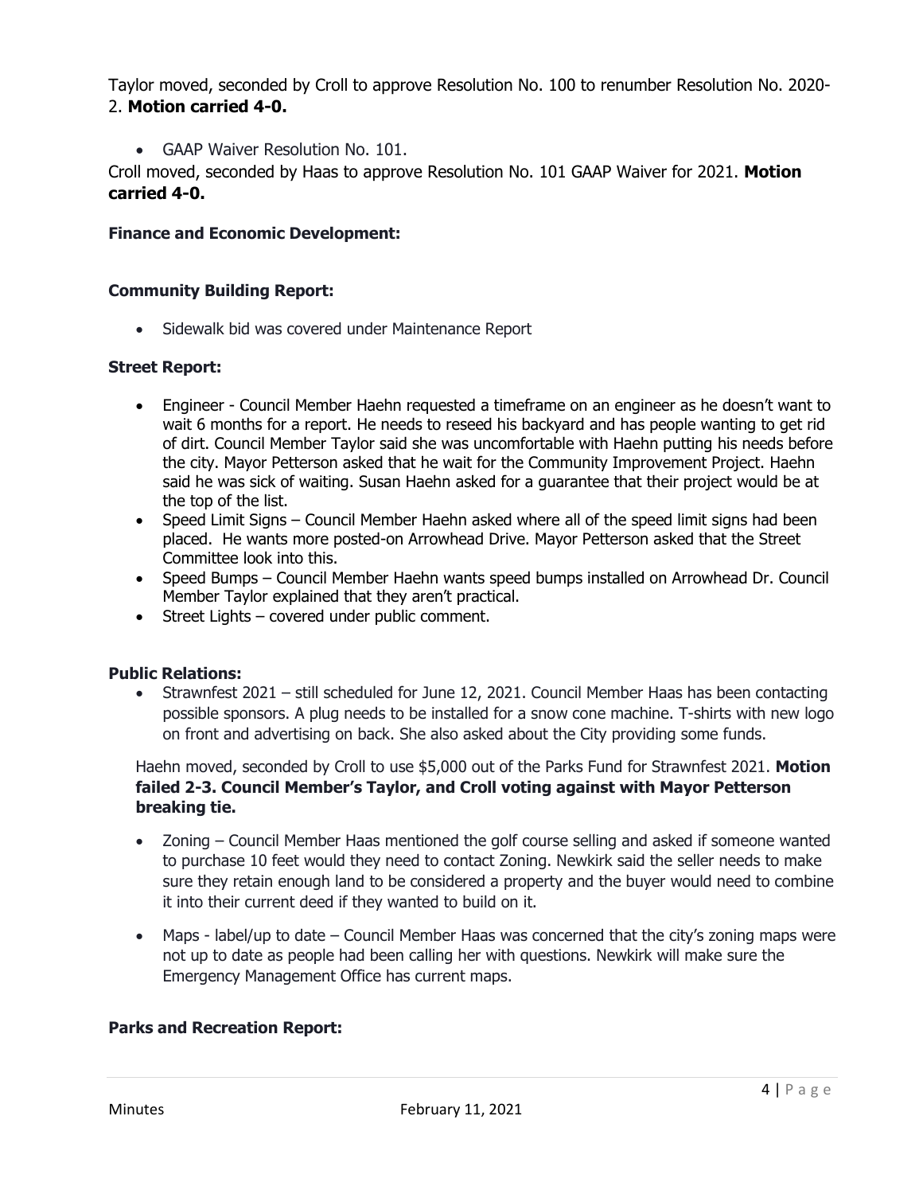Taylor moved, seconded by Croll to approve Resolution No. 100 to renumber Resolution No. 2020-2. **Motion carried 4-0.**

- GAAP Waiver Resolution No. 101.

Croll moved, seconded by Haas to approve Resolution No. 101 GAAP Waiver for 2021. **Motion carried 4-0.**

**Finance and Economic Development:**

**Community Building Report:**

- Sidewalk bid was covered under Maintenance Report

**Street Report:**

- Engineer - Council Member Haehn requested a timeframe on an engineer as he doesn't want to wait 6 months for a report. He needs to reseed his backyard and has people wanting to get rid of dirt. Council Member Taylor said she was uncomfortable with Haehn putting his needs before the city. Mayor Petterson asked that he wait for the Community Improvement Project. Haehn said he was sick of waiting. Susan Haehn asked for a guarantee that their project would be at the top of the list.
- Speed Limit Signs – Council Member Haehn asked where all of the speed limit signs had been placed. He wants more posted-on Arrowhead Drive. Mayor Petterson asked that the Street Committee look into this.
- Speed Bumps – Council Member Haehn wants speed bumps installed on Arrowhead Dr. Council Member Taylor explained that they aren't practical.
- Street Lights – covered under public comment.

**Public Relations:**

- Strawnfest 2021 – still scheduled for June 12, 2021. Council Member Haas has been contacting possible sponsors. A plug needs to be installed for a snow cone machine. T-shirts with new logo on front and advertising on back. She also asked about the City providing some funds.

Haehn moved, seconded by Croll to use $5,000 out of the Parks Fund for Strawnfest 2021. **Motion failed 2-3. Council Member's Taylor, and Croll voting against with Mayor Petterson breaking tie.**

- Zoning – Council Member Haas mentioned the golf course selling and asked if someone wanted to purchase 10 feet would they need to contact Zoning. Newkirk said the seller needs to make sure they retain enough land to be considered a property and the buyer would need to combine it into their current deed if they wanted to build on it.
- Maps - label/up to date – Council Member Haas was concerned that the city's zoning maps were not up to date as people had been calling her with questions. Newkirk will make sure the Emergency Management Office has current maps.

**Parks and Recreation Report:**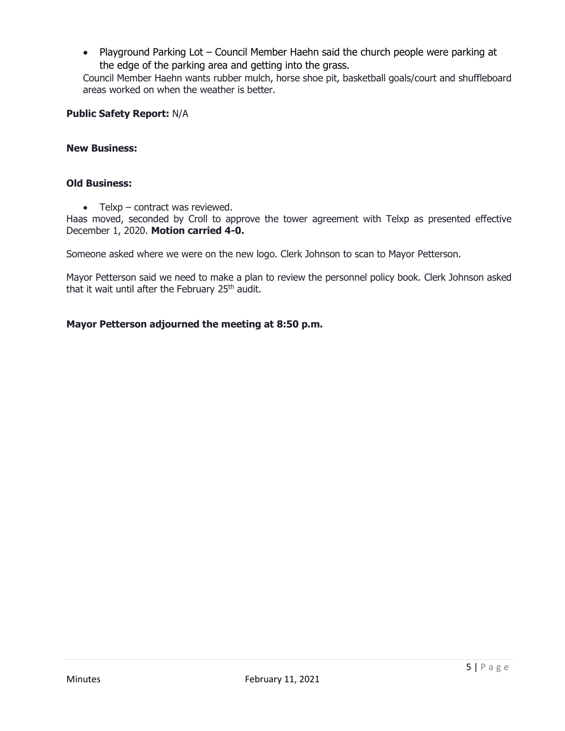- Playground Parking Lot – Council Member Haehn said the church people were parking at the edge of the parking area and getting into the grass.

Council Member Haehn wants rubber mulch, horse shoe pit, basketball goals/court and shuffleboard areas worked on when the weather is better.

**Public Safety Report:** N/A

**New Business:**

**Old Business:**

- Telxp – contract was reviewed.

Haas moved, seconded by Croll to approve the tower agreement with Telxp as presented effective December 1, 2020. **Motion carried 4-0.**

Someone asked where we were on the new logo. Clerk Johnson to scan to Mayor Petterson.

Mayor Petterson said we need to make a plan to review the personnel policy book. Clerk Johnson asked that it wait until after the February 25th audit.

**Mayor Petterson adjourned the meeting at 8:50 p.m.**